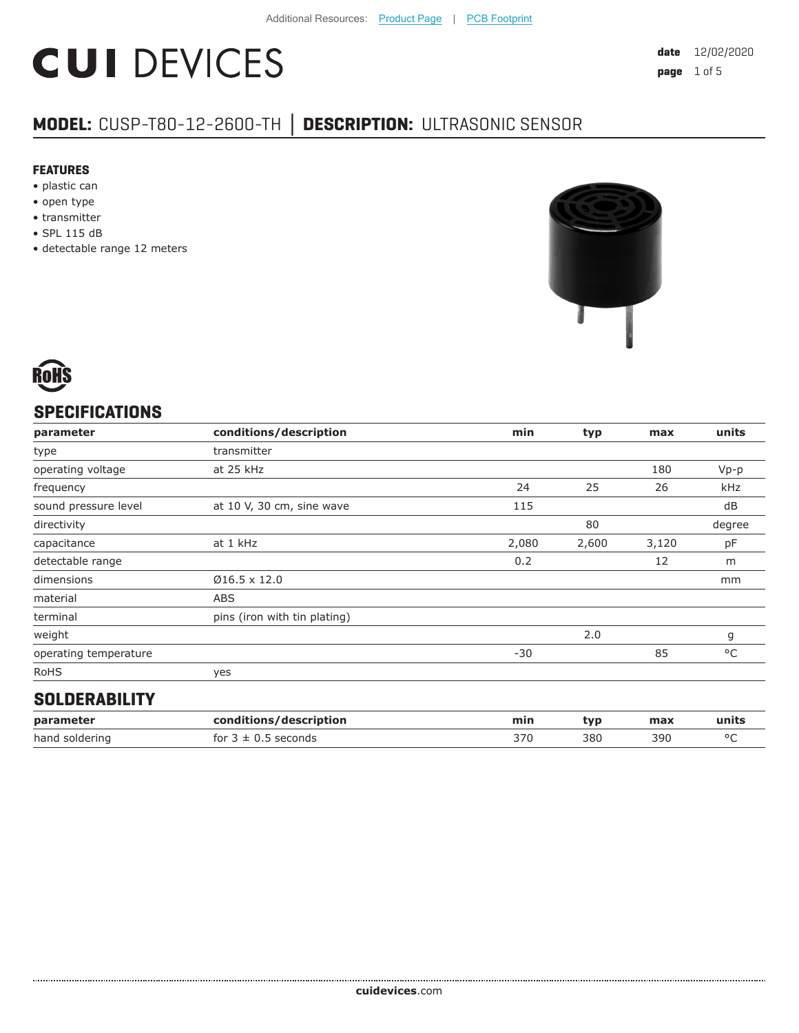Additional Resources: Product Page | PCB Footprint

# CUI DEVICES

**date** 12/02/2020

## MODEL: CUSP-T80-12-2600-TH │ DESCRIPTION: ULTRASONIC SENSOR

### FEATURES

- plastic can
- open type
- transmitter
- SPL 115 dB
- detectable range 12 meters

RoHS

## SPECIFICATIONS

| parameter | conditions/description | min | typ | max | units |
|---|---|---|---|---|---|
| type | transmitter | | | | |
| operating voltage | at 25 kHz | | | 180 | Vp-p |
| frequency | | 24 | 25 | 26 | kHz |
| sound pressure level | at 10 V, 30 cm, sine wave | 115 | | | dB |
| directivity | | | 80 | | degree |
| capacitance | at 1 kHz | 2,080 | 2,600 | 3,120 | pF |
| detectable range | | 0.2 | | 12 | m |
| dimensions | Ø16.5 x 12.0 | | | | mm |
| material | ABS | | | | |
| terminal | pins (iron with tin plating) | | | | |
| weight | | | 2.0 | | g |
| operating temperature | | -30 | | 85 | °C |
| RoHS | yes | | | | |

## SOLDERABILITY

| parameter | conditions/description | min | typ | max | units |
|---|---|---|---|---|---|
| hand soldering | for 3 ± 0.5 seconds | 370 | 380 | 390 | °C |

**cuidevices**.com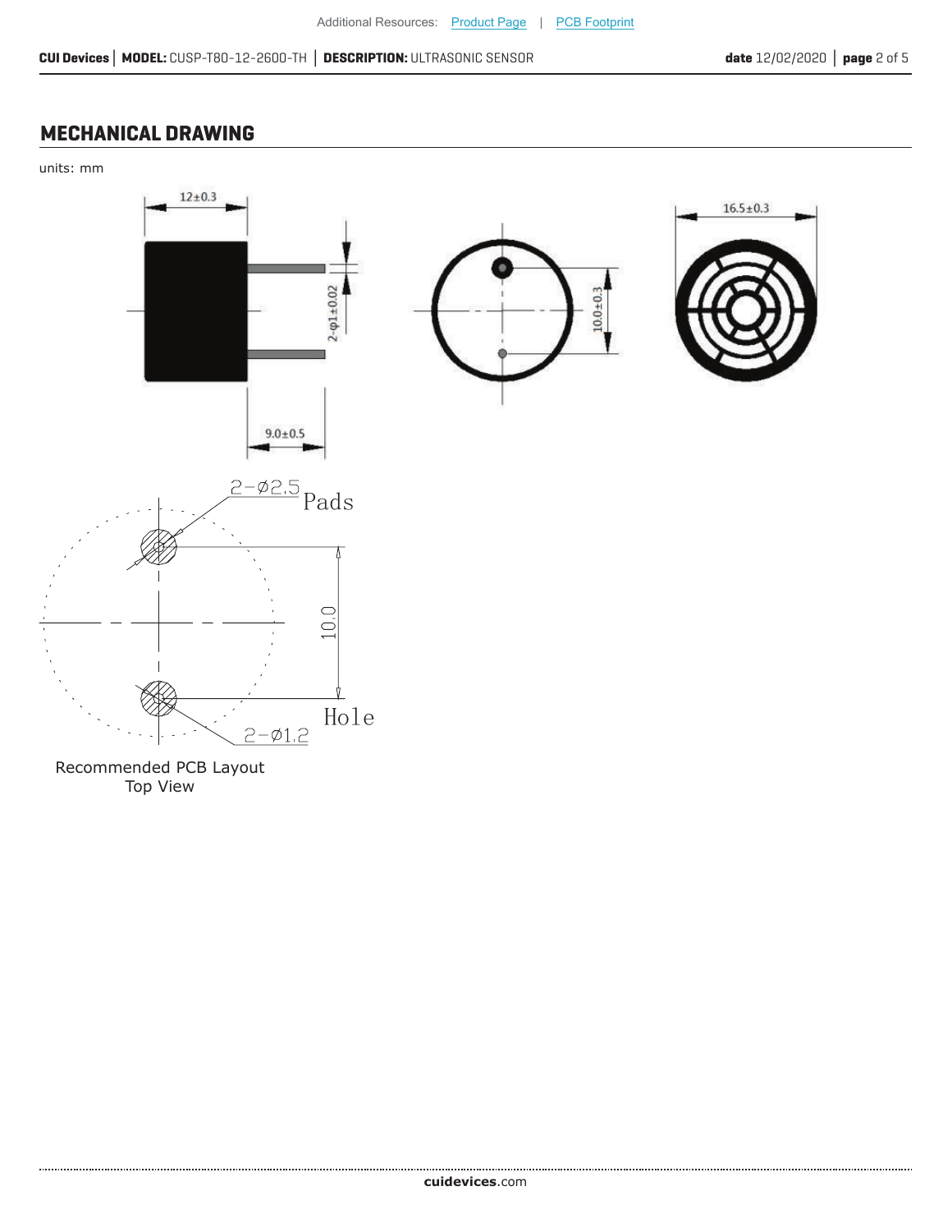Additional Resources: Product Page | PCB Footprint

## MECHANICAL DRAWING

units: mm

12±0.3

2-φ1±0.02

9.0±0.5

10.0±0.3

16.5±0.3

2-Ø2.5 Pads

10.0

Hole 2-Ø1.2

Recommended PCB Layout
Top View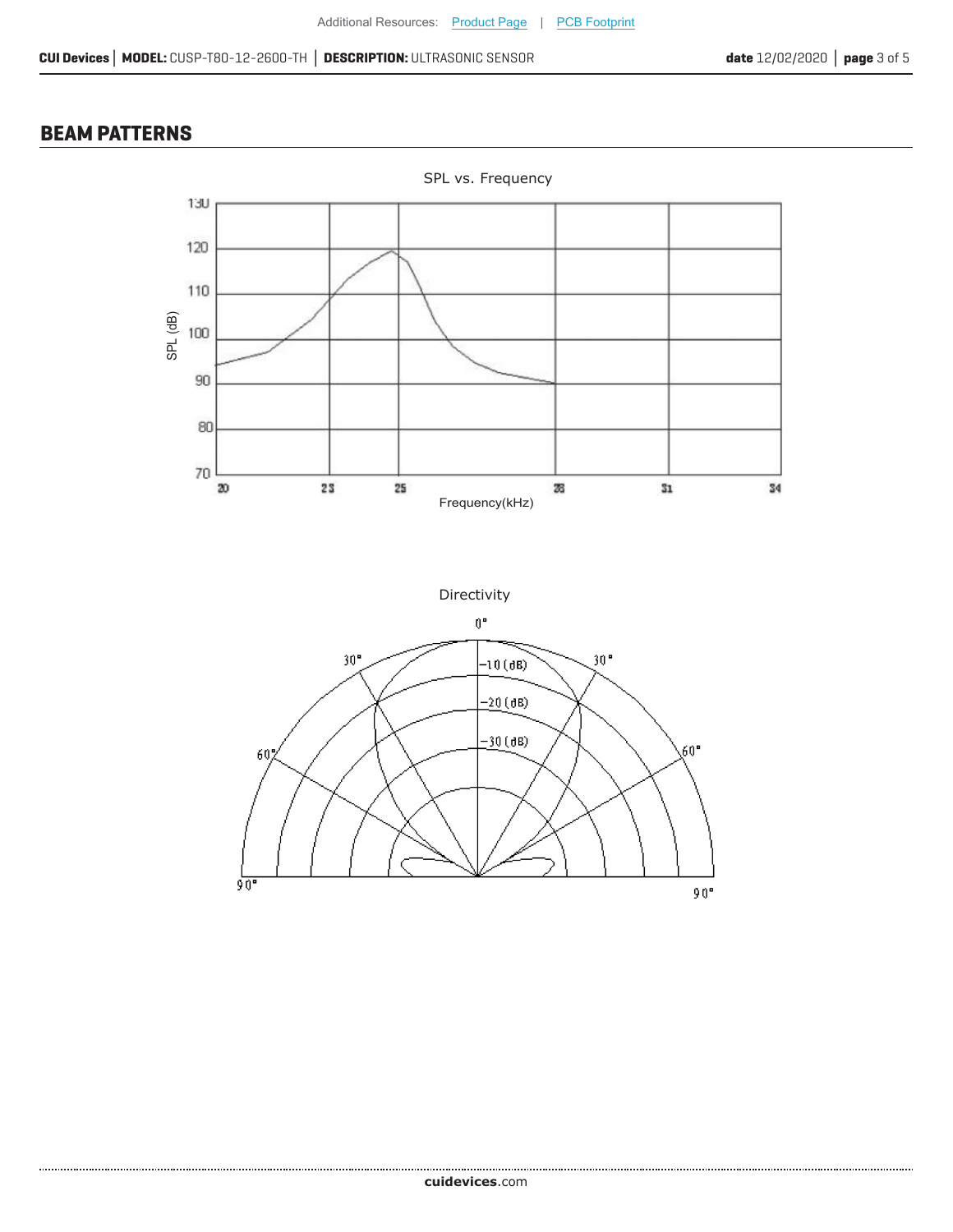## BEAM PATTERNS

SPL vs. Frequency

Directivity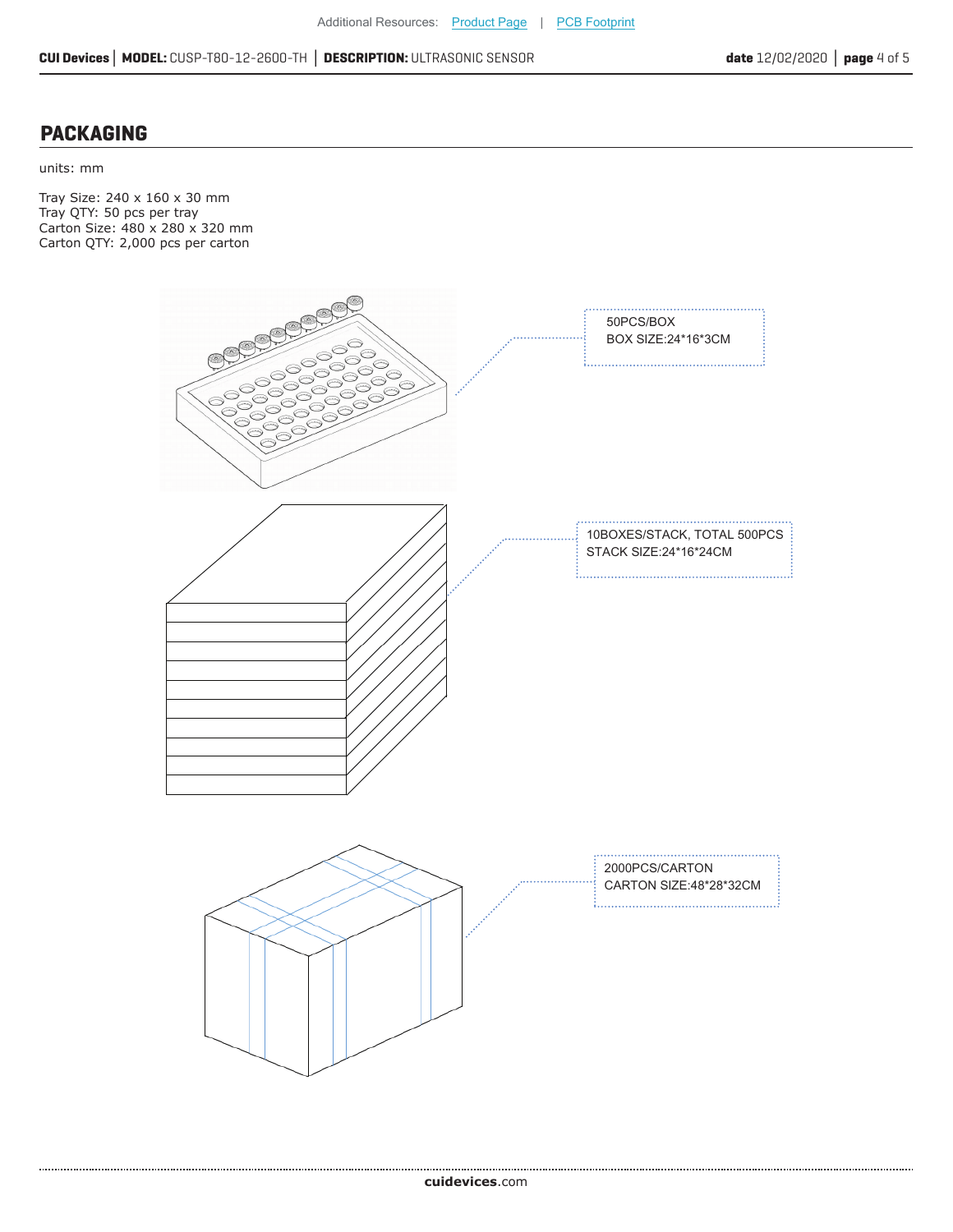## PACKAGING

units: mm

Tray Size: 240 x 160 x 30 mm
Tray QTY: 50 pcs per tray
Carton Size: 480 x 280 x 320 mm
Carton QTY: 2,000 pcs per carton

50PCS/BOX
BOX SIZE:24*16*3CM

10BOXES/STACK, TOTAL 500PCS
STACK SIZE:24*16*24CM

2000PCS/CARTON
CARTON SIZE:48*28*32CM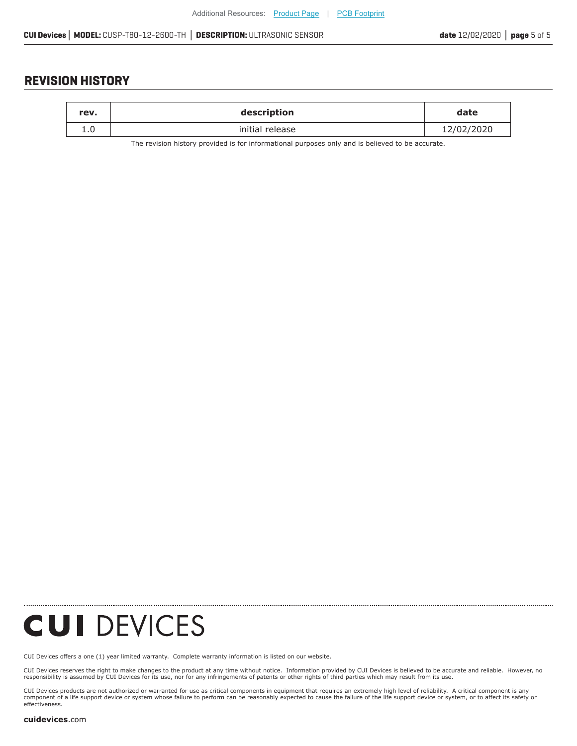Additional Resources: Product Page | PCB Footprint

## REVISION HISTORY

| rev. | description | date |
|---|---|---|
| 1.0 | initial release | 12/02/2020 |

The revision history provided is for informational purposes only and is believed to be accurate.

CUI DEVICES

CUI Devices offers a one (1) year limited warranty. Complete warranty information is listed on our website.

CUI Devices reserves the right to make changes to the product at any time without notice. Information provided by CUI Devices is believed to be accurate and reliable. However, no responsibility is assumed by CUI Devices for its use, nor for any infringements of patents or other rights of third parties which may result from its use.

CUI Devices products are not authorized or warranted for use as critical components in equipment that requires an extremely high level of reliability. A critical component is any component of a life support device or system whose failure to perform can be reasonably expected to cause the failure of the life support device or system, or to affect its safety or effectiveness.

**cuidevices**.com